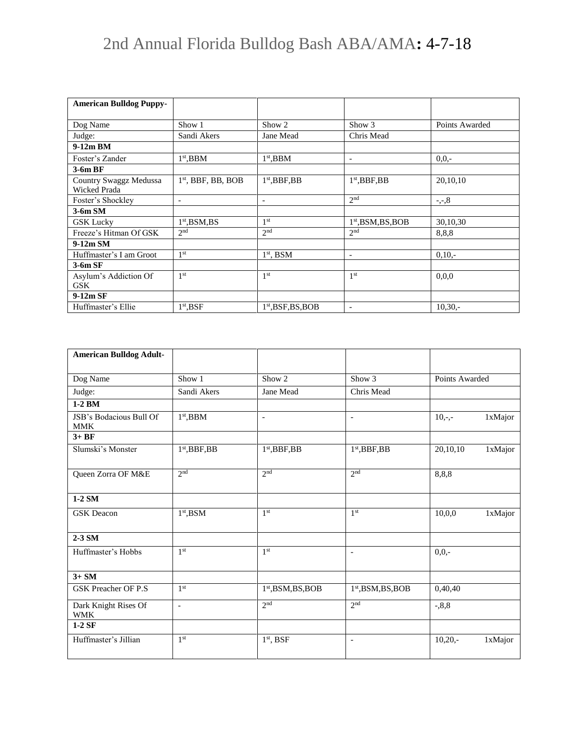# 2nd Annual Florida Bulldog Bash ABA/AMA: 4-7-18

| **American Bulldog Puppy-** | | | | |
|---|---|---|---|---|
| Dog Name | Show 1 | Show 2 | Show 3 | Points Awarded |
| Judge: | Sandi Akers | Jane Mead | Chris Mead | |
| **9-12m BM** | | | | |
| Foster's Zander | 1st,BBM | 1st,BBM | - | 0,0,- |
| **3-6m BF** | | | | |
| Country Swaggz Medussa Wicked Prada | 1st, BBF, BB, BOB | 1st,BBF,BB | 1st,BBF,BB | 20,10,10 |
| Foster's Shockley | - | - | 2nd | -,-,8 |
| **3-6m SM** | | | | |
| GSK Lucky | 1st,BSM,BS | 1st | 1st,BSM,BS,BOB | 30,10,30 |
| Freeze's Hitman Of GSK | 2nd | 2nd | 2nd | 8,8,8 |
| **9-12m SM** | | | | |
| Huffmaster's I am Groot | 1st | 1st, BSM | - | 0,10,- |
| **3-6m SF** | | | | |
| Asylum's Addiction Of GSK | 1st | 1st | 1st | 0,0,0 |
| **9-12m SF** | | | | |
| Huffmaster's Ellie | 1st,BSF | 1st,BSF,BS,BOB | - | 10,30,- |

| **American Bulldog Adult-** | | | | |
|---|---|---|---|---|
| Dog Name | Show 1 | Show 2 | Show 3 | Points Awarded |
| Judge: | Sandi Akers | Jane Mead | Chris Mead | |
| **1-2 BM** | | | | |
| JSB's Bodacious Bull Of MMK | 1st,BBM | - | - | 10,-,- 1xMajor |
| **3+ BF** | | | | |
| Slumski's Monster | 1st,BBF,BB | 1st,BBF,BB | 1st,BBF,BB | 20,10,10 1xMajor |
| Queen Zorra OF M&E | 2nd | 2nd | 2nd | 8,8,8 |
| **1-2 SM** | | | | |
| GSK Deacon | 1st,BSM | 1st | 1st | 10,0,0 1xMajor |
| **2-3 SM** | | | | |
| Huffmaster's Hobbs | 1st | 1st | - | 0,0,- |
| **3+ SM** | | | | |
| GSK Preacher OF P.S | 1st | 1st,BSM,BS,BOB | 1st,BSM,BS,BOB | 0,40,40 |
| Dark Knight Rises Of WMK | - | 2nd | 2nd | -,8,8 |
| **1-2 SF** | | | | |
| Huffmaster's Jillian | 1st | 1st, BSF | - | 10,20,- 1xMajor |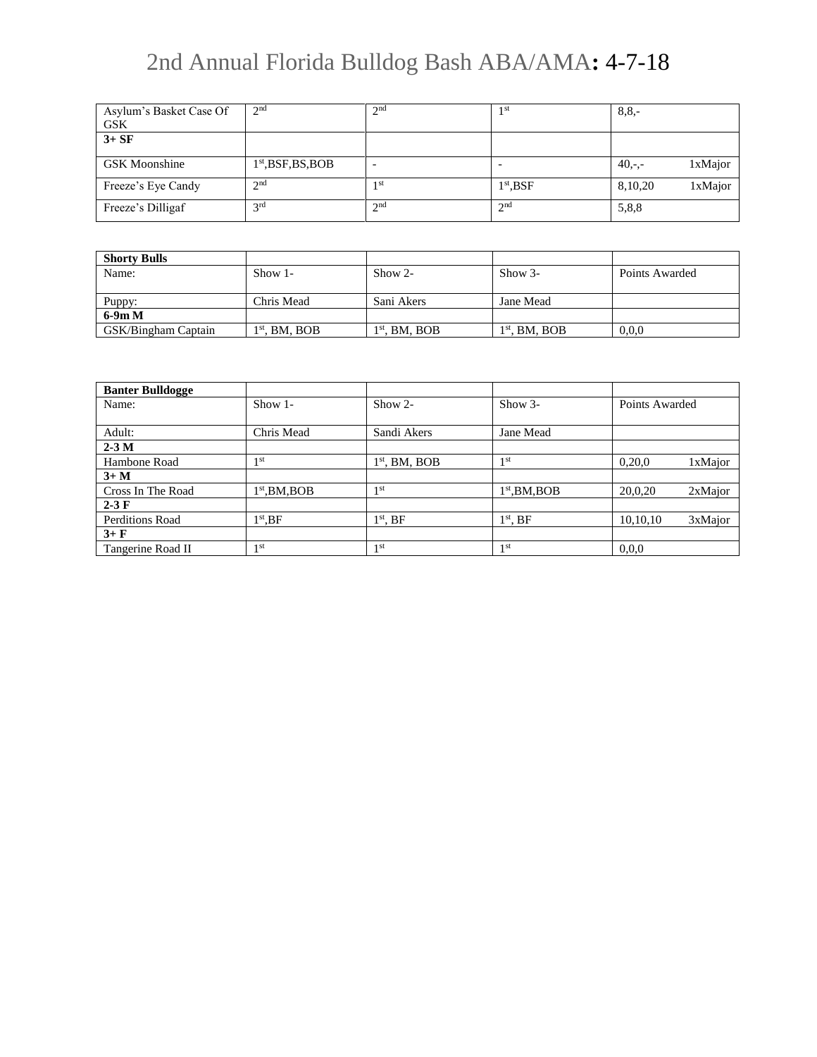# 2nd Annual Florida Bulldog Bash ABA/AMA: 4-7-18

| | | | | |
|---|---|---|---|---|
| Asylum's Basket Case Of GSK | 2nd | 2nd | 1st | 8,8,- |
| **3+ SF** | | | | |
| GSK Moonshine | 1st,BSF,BS,BOB | - | - | 40,-,- 1xMajor |
| Freeze's Eye Candy | 2nd | 1st | 1st,BSF | 8,10,20 1xMajor |
| Freeze's Dilligaf | 3rd | 2nd | 2nd | 5,8,8 |

| **Shorty Bulls** | | | | |
|---|---|---|---|---|
| Name: | Show 1- | Show 2- | Show 3- | Points Awarded |
| Puppy: | Chris Mead | Sani Akers | Jane Mead | |
| **6-9m M** | | | | |
| GSK/Bingham Captain | 1st, BM, BOB | 1st, BM, BOB | 1st, BM, BOB | 0,0,0 |

| **Banter Bulldogge** | | | | |
|---|---|---|---|---|
| Name: | Show 1- | Show 2- | Show 3- | Points Awarded |
| Adult: | Chris Mead | Sandi Akers | Jane Mead | |
| **2-3 M** | | | | |
| Hambone Road | 1st | 1st, BM, BOB | 1st | 0,20,0 1xMajor |
| **3+ M** | | | | |
| Cross In The Road | 1st,BM,BOB | 1st | 1st,BM,BOB | 20,0,20 2xMajor |
| **2-3 F** | | | | |
| Perditions Road | 1st,BF | 1st, BF | 1st, BF | 10,10,10 3xMajor |
| **3+ F** | | | | |
| Tangerine Road II | 1st | 1st | 1st | 0,0,0 |